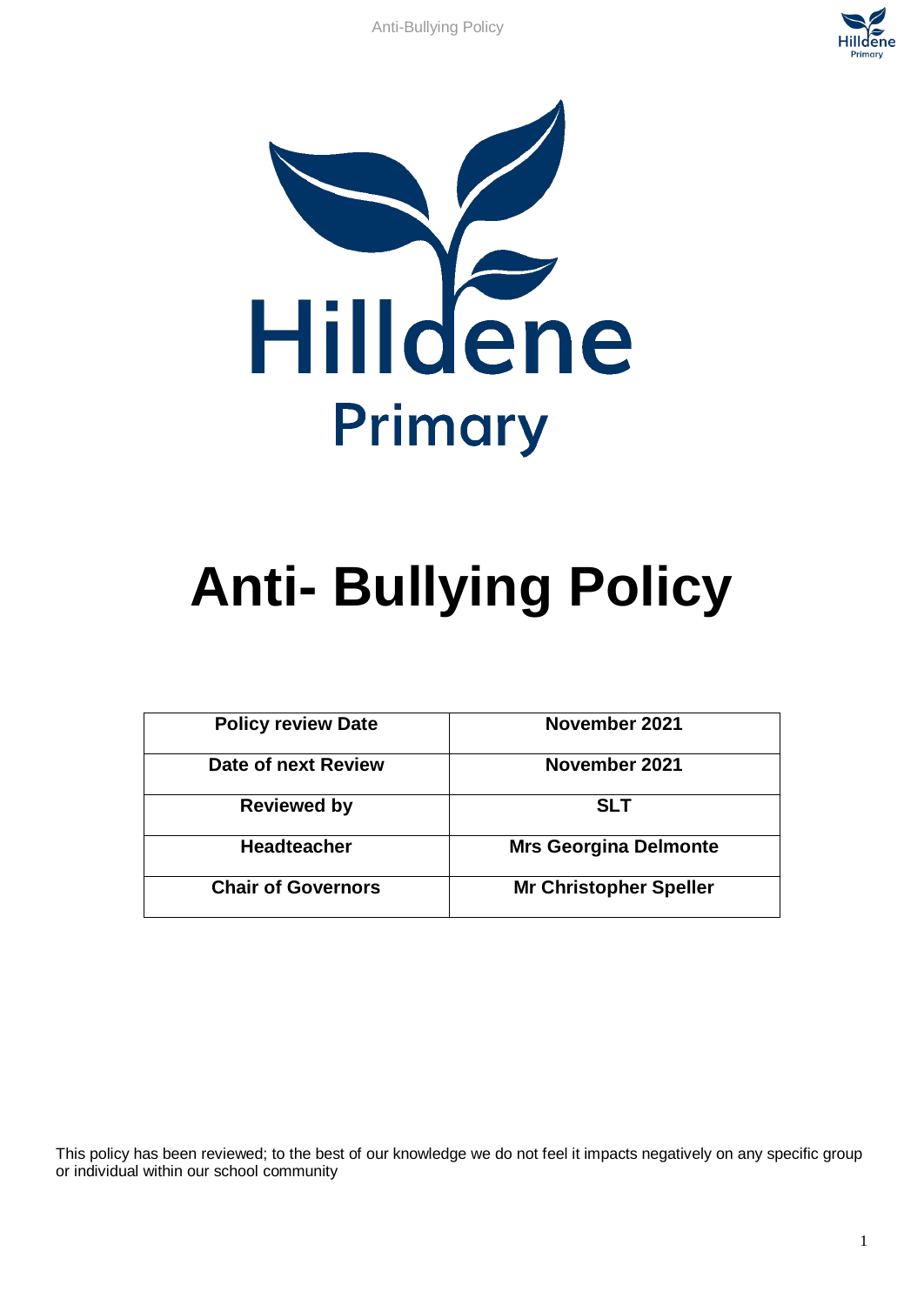# Hilldene Primary

# Anti- Bullying Policy

| Policy review Date | November 2021 |
|---|---|
| Date of next Review | November 2021 |
| Reviewed by | SLT |
| Headteacher | Mrs Georgina Delmonte |
| Chair of Governors | Mr Christopher Speller |

This policy has been reviewed; to the best of our knowledge we do not feel it impacts negatively on any specific group or individual within our school community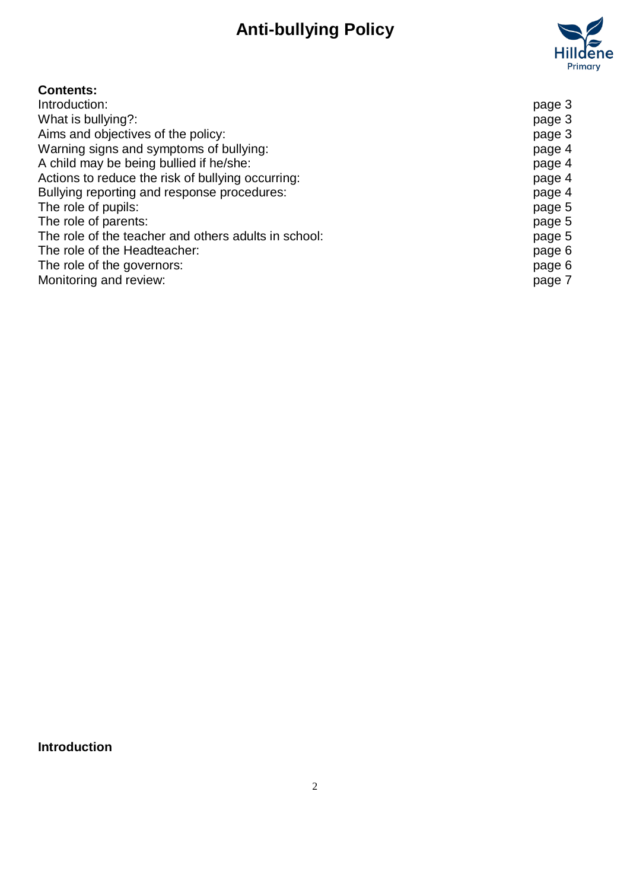# Anti-bullying Policy

**Contents:**

| | |
|---|---|
| Introduction: | page 3 |
| What is bullying?: | page 3 |
| Aims and objectives of the policy: | page 3 |
| Warning signs and symptoms of bullying: | page 4 |
| A child may be being bullied if he/she: | page 4 |
| Actions to reduce the risk of bullying occurring: | page 4 |
| Bullying reporting and response procedures: | page 4 |
| The role of pupils: | page 5 |
| The role of parents: | page 5 |
| The role of the teacher and others adults in school: | page 5 |
| The role of the Headteacher: | page 6 |
| The role of the governors: | page 6 |
| Monitoring and review: | page 7 |

## Introduction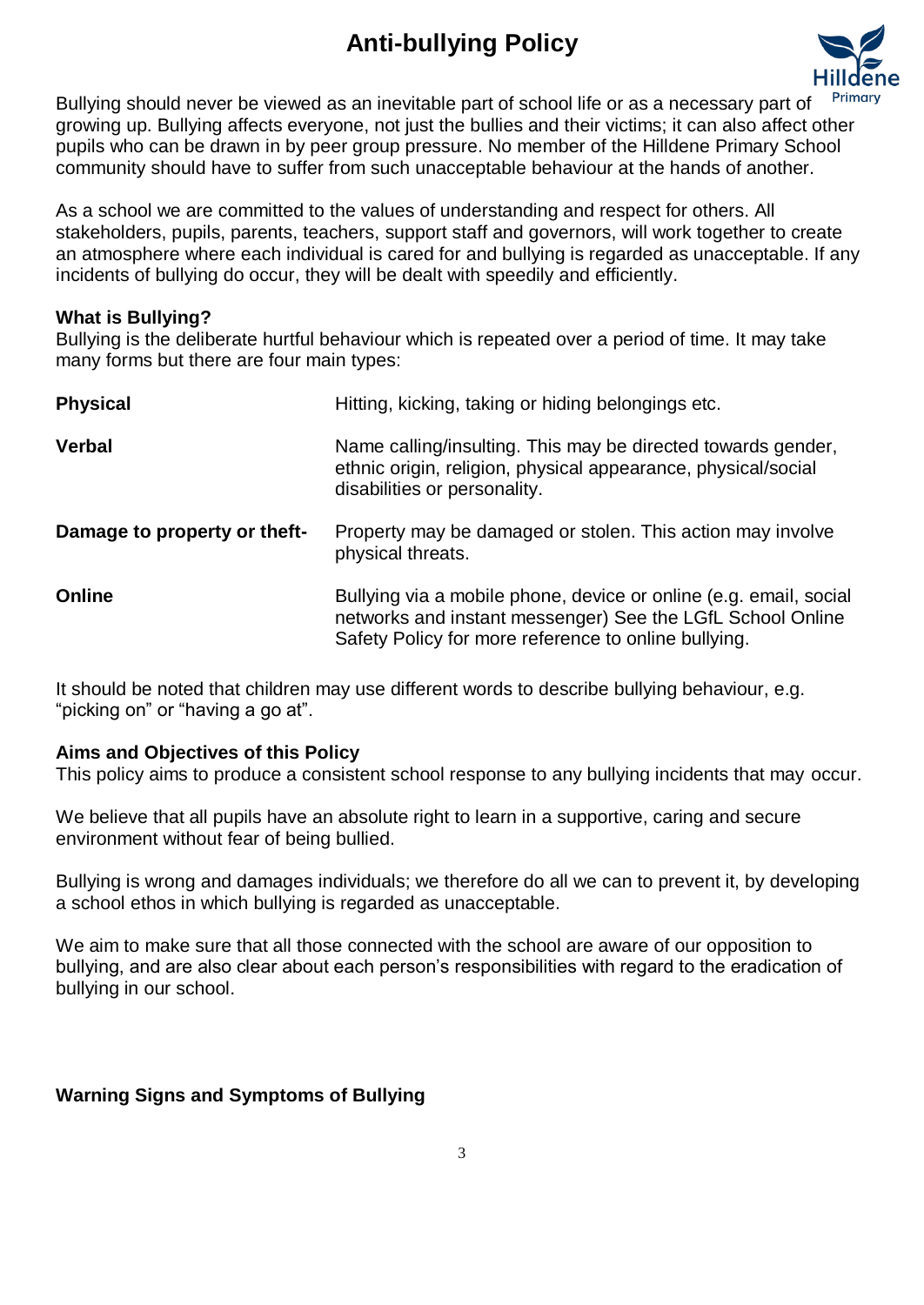# Anti-bullying Policy

Bullying should never be viewed as an inevitable part of school life or as a necessary part of growing up. Bullying affects everyone, not just the bullies and their victims; it can also affect other pupils who can be drawn in by peer group pressure. No member of the Hilldene Primary School community should have to suffer from such unacceptable behaviour at the hands of another.

As a school we are committed to the values of understanding and respect for others. All stakeholders, pupils, parents, teachers, support staff and governors, will work together to create an atmosphere where each individual is cared for and bullying is regarded as unacceptable. If any incidents of bullying do occur, they will be dealt with speedily and efficiently.

**What is Bullying?**

Bullying is the deliberate hurtful behaviour which is repeated over a period of time. It may take many forms but there are four main types:

| | |
|---|---|
| **Physical** | Hitting, kicking, taking or hiding belongings etc. |
| **Verbal** | Name calling/insulting. This may be directed towards gender, ethnic origin, religion, physical appearance, physical/social disabilities or personality. |
| **Damage to property or theft-** | Property may be damaged or stolen. This action may involve physical threats. |
| **Online** | Bullying via a mobile phone, device or online (e.g. email, social networks and instant messenger) See the LGfL School Online Safety Policy for more reference to online bullying. |

It should be noted that children may use different words to describe bullying behaviour, e.g. "picking on" or "having a go at".

**Aims and Objectives of this Policy**

This policy aims to produce a consistent school response to any bullying incidents that may occur.

We believe that all pupils have an absolute right to learn in a supportive, caring and secure environment without fear of being bullied.

Bullying is wrong and damages individuals; we therefore do all we can to prevent it, by developing a school ethos in which bullying is regarded as unacceptable.

We aim to make sure that all those connected with the school are aware of our opposition to bullying, and are also clear about each person's responsibilities with regard to the eradication of bullying in our school.

**Warning Signs and Symptoms of Bullying**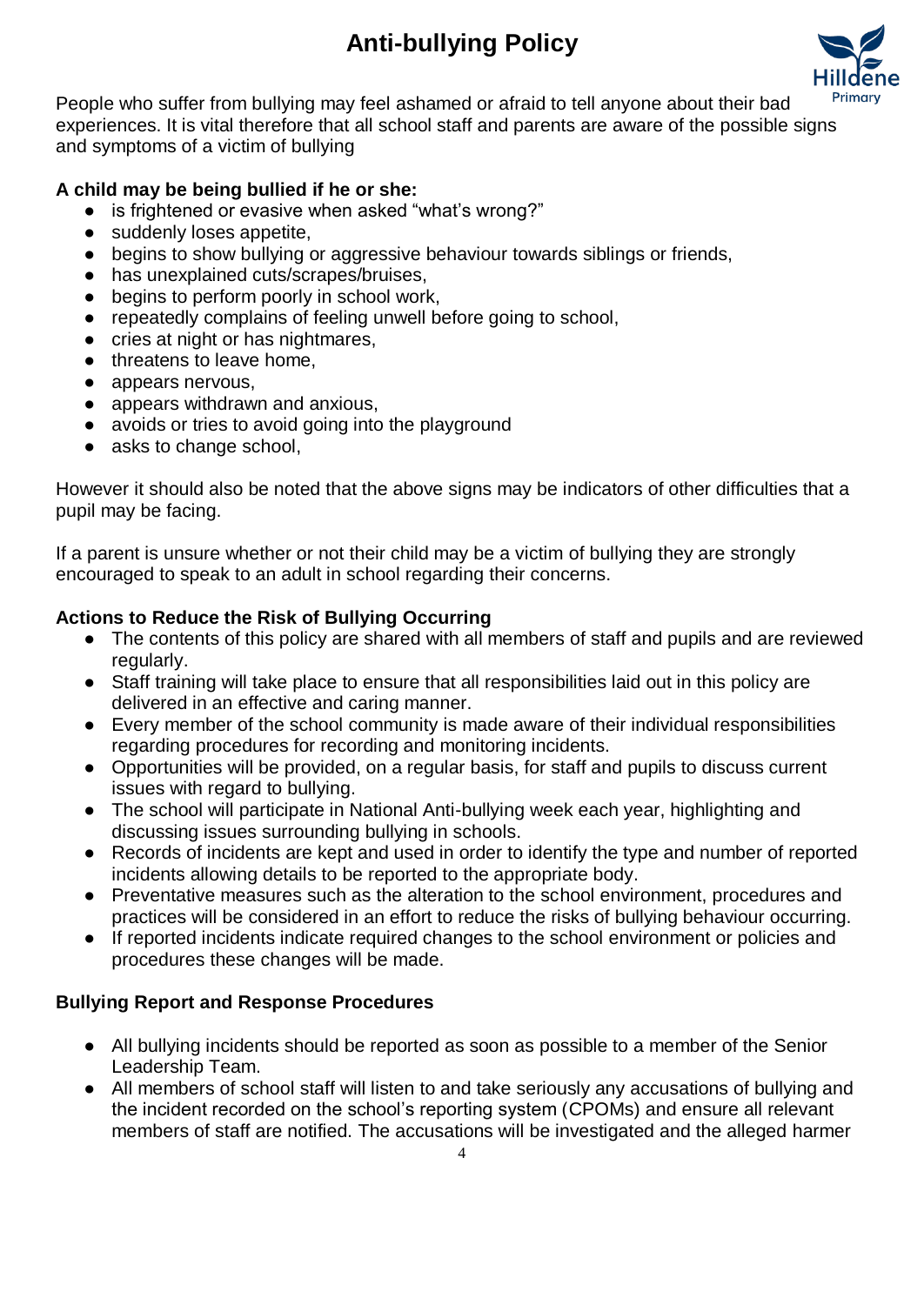People who suffer from bullying may feel ashamed or afraid to tell anyone about their bad experiences. It is vital therefore that all school staff and parents are aware of the possible signs and symptoms of a victim of bullying

**A child may be being bullied if he or she:**

- is frightened or evasive when asked "what's wrong?"
- suddenly loses appetite,
- begins to show bullying or aggressive behaviour towards siblings or friends,
- has unexplained cuts/scrapes/bruises,
- begins to perform poorly in school work,
- repeatedly complains of feeling unwell before going to school,
- cries at night or has nightmares,
- threatens to leave home,
- appears nervous,
- appears withdrawn and anxious,
- avoids or tries to avoid going into the playground
- asks to change school,

However it should also be noted that the above signs may be indicators of other difficulties that a pupil may be facing.

If a parent is unsure whether or not their child may be a victim of bullying they are strongly encouraged to speak to an adult in school regarding their concerns.

**Actions to Reduce the Risk of Bullying Occurring**

- The contents of this policy are shared with all members of staff and pupils and are reviewed regularly.
- Staff training will take place to ensure that all responsibilities laid out in this policy are delivered in an effective and caring manner.
- Every member of the school community is made aware of their individual responsibilities regarding procedures for recording and monitoring incidents.
- Opportunities will be provided, on a regular basis, for staff and pupils to discuss current issues with regard to bullying.
- The school will participate in National Anti-bullying week each year, highlighting and discussing issues surrounding bullying in schools.
- Records of incidents are kept and used in order to identify the type and number of reported incidents allowing details to be reported to the appropriate body.
- Preventative measures such as the alteration to the school environment, procedures and practices will be considered in an effort to reduce the risks of bullying behaviour occurring.
- If reported incidents indicate required changes to the school environment or policies and procedures these changes will be made.

**Bullying Report and Response Procedures**

- All bullying incidents should be reported as soon as possible to a member of the Senior Leadership Team.
- All members of school staff will listen to and take seriously any accusations of bullying and the incident recorded on the school's reporting system (CPOMs) and ensure all relevant members of staff are notified. The accusations will be investigated and the alleged harmer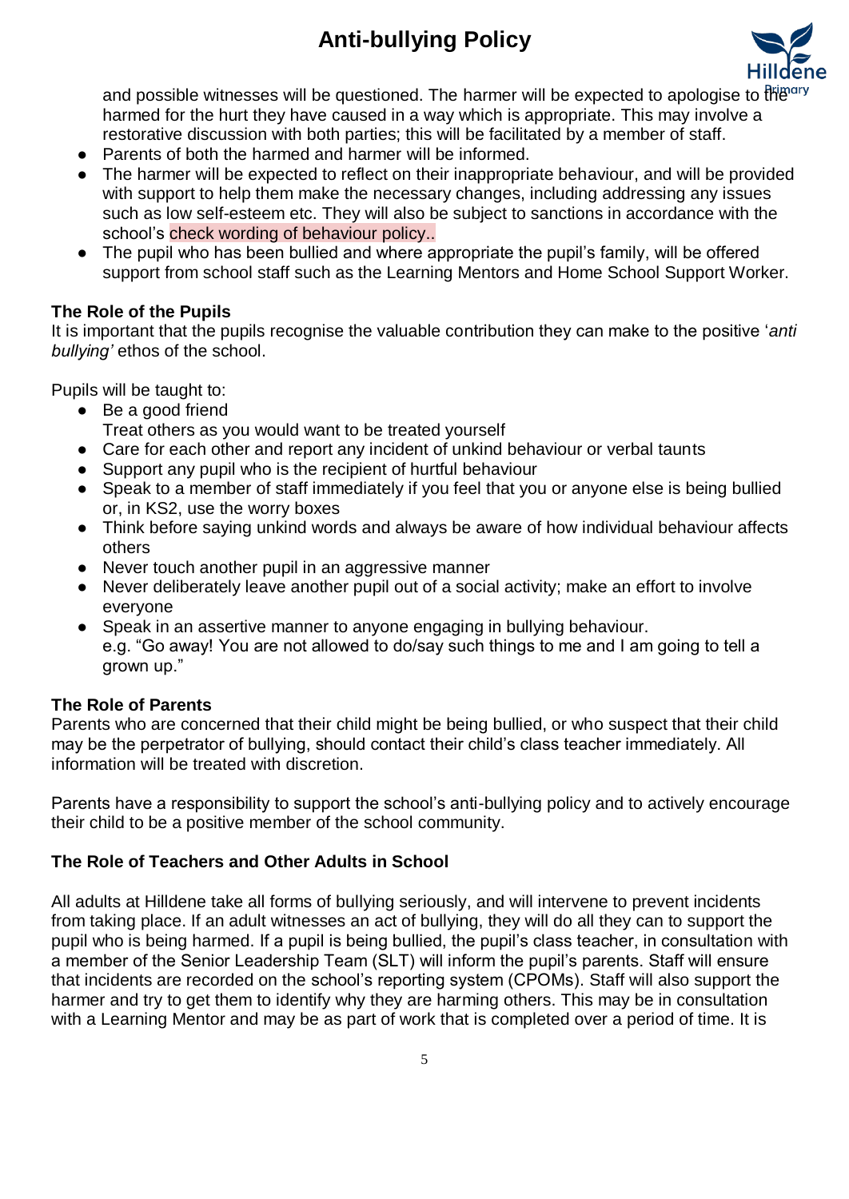and possible witnesses will be questioned. The harmer will be expected to apologise to the harmed for the hurt they have caused in a way which is appropriate. This may involve a restorative discussion with both parties; this will be facilitated by a member of staff.
- Parents of both the harmed and harmer will be informed.
- The harmer will be expected to reflect on their inappropriate behaviour, and will be provided with support to help them make the necessary changes, including addressing any issues such as low self-esteem etc. They will also be subject to sanctions in accordance with the school's check wording of behaviour policy..
- The pupil who has been bullied and where appropriate the pupil's family, will be offered support from school staff such as the Learning Mentors and Home School Support Worker.

**The Role of the Pupils**

It is important that the pupils recognise the valuable contribution they can make to the positive '*anti bullying'* ethos of the school.

Pupils will be taught to:

- Be a good friend
  Treat others as you would want to be treated yourself
- Care for each other and report any incident of unkind behaviour or verbal taunts
- Support any pupil who is the recipient of hurtful behaviour
- Speak to a member of staff immediately if you feel that you or anyone else is being bullied or, in KS2, use the worry boxes
- Think before saying unkind words and always be aware of how individual behaviour affects others
- Never touch another pupil in an aggressive manner
- Never deliberately leave another pupil out of a social activity; make an effort to involve everyone
- Speak in an assertive manner to anyone engaging in bullying behaviour.
  e.g. "Go away! You are not allowed to do/say such things to me and I am going to tell a grown up."

**The Role of Parents**

Parents who are concerned that their child might be being bullied, or who suspect that their child may be the perpetrator of bullying, should contact their child's class teacher immediately. All information will be treated with discretion.

Parents have a responsibility to support the school's anti-bullying policy and to actively encourage their child to be a positive member of the school community.

**The Role of Teachers and Other Adults in School**

All adults at Hilldene take all forms of bullying seriously, and will intervene to prevent incidents from taking place. If an adult witnesses an act of bullying, they will do all they can to support the pupil who is being harmed. If a pupil is being bullied, the pupil's class teacher, in consultation with a member of the Senior Leadership Team (SLT) will inform the pupil's parents. Staff will ensure that incidents are recorded on the school's reporting system (CPOMs). Staff will also support the harmer and try to get them to identify why they are harming others. This may be in consultation with a Learning Mentor and may be as part of work that is completed over a period of time. It is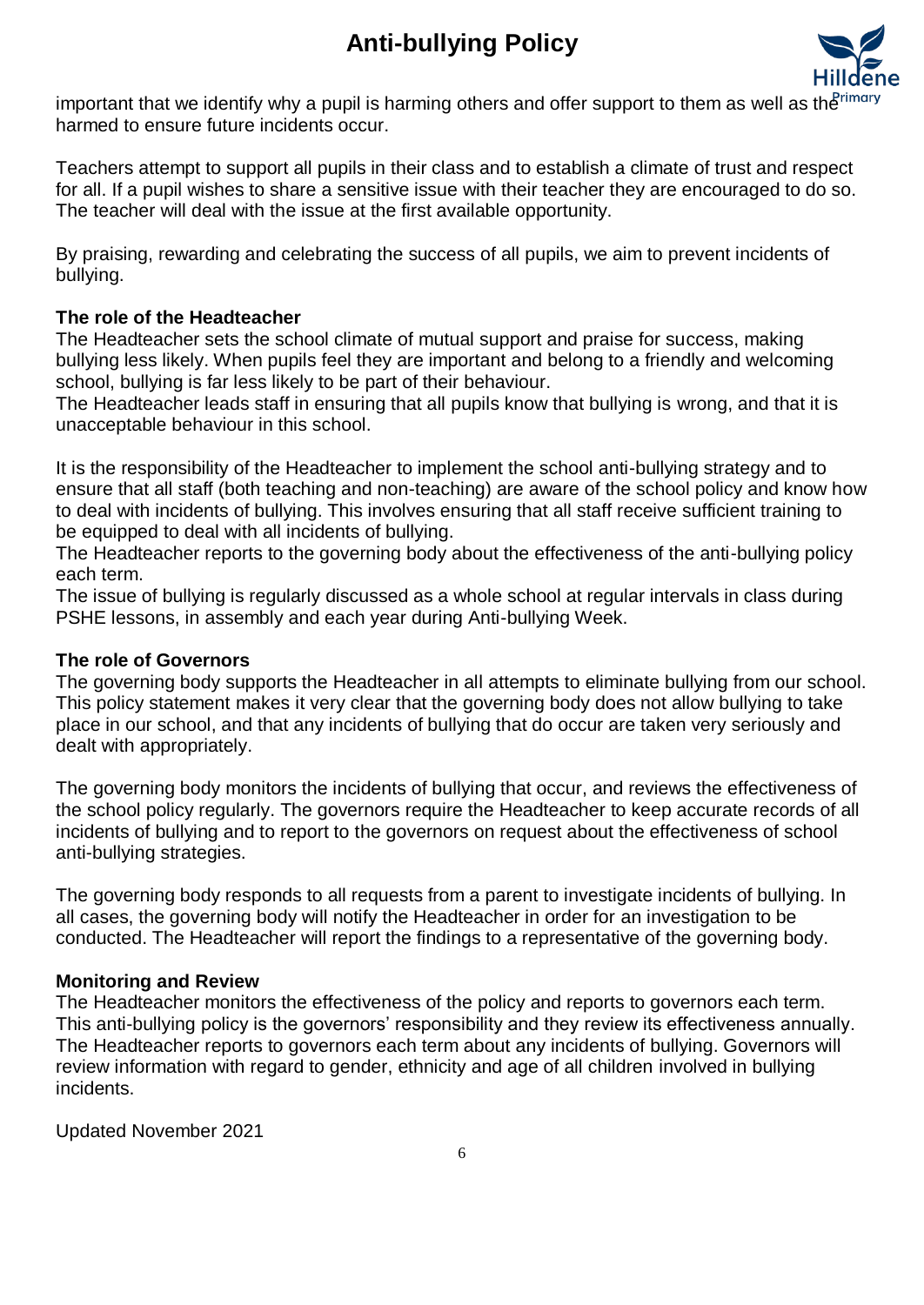important that we identify why a pupil is harming others and offer support to them as well as the harmed to ensure future incidents occur.

Teachers attempt to support all pupils in their class and to establish a climate of trust and respect for all. If a pupil wishes to share a sensitive issue with their teacher they are encouraged to do so. The teacher will deal with the issue at the first available opportunity.

By praising, rewarding and celebrating the success of all pupils, we aim to prevent incidents of bullying.

**The role of the Headteacher**
The Headteacher sets the school climate of mutual support and praise for success, making bullying less likely. When pupils feel they are important and belong to a friendly and welcoming school, bullying is far less likely to be part of their behaviour.
The Headteacher leads staff in ensuring that all pupils know that bullying is wrong, and that it is unacceptable behaviour in this school.

It is the responsibility of the Headteacher to implement the school anti-bullying strategy and to ensure that all staff (both teaching and non-teaching) are aware of the school policy and know how to deal with incidents of bullying. This involves ensuring that all staff receive sufficient training to be equipped to deal with all incidents of bullying.
The Headteacher reports to the governing body about the effectiveness of the anti-bullying policy each term.
The issue of bullying is regularly discussed as a whole school at regular intervals in class during PSHE lessons, in assembly and each year during Anti-bullying Week.

**The role of Governors**
The governing body supports the Headteacher in all attempts to eliminate bullying from our school. This policy statement makes it very clear that the governing body does not allow bullying to take place in our school, and that any incidents of bullying that do occur are taken very seriously and dealt with appropriately.

The governing body monitors the incidents of bullying that occur, and reviews the effectiveness of the school policy regularly. The governors require the Headteacher to keep accurate records of all incidents of bullying and to report to the governors on request about the effectiveness of school anti-bullying strategies.

The governing body responds to all requests from a parent to investigate incidents of bullying. In all cases, the governing body will notify the Headteacher in order for an investigation to be conducted. The Headteacher will report the findings to a representative of the governing body.

**Monitoring and Review**
The Headteacher monitors the effectiveness of the policy and reports to governors each term. This anti-bullying policy is the governors' responsibility and they review its effectiveness annually. The Headteacher reports to governors each term about any incidents of bullying. Governors will review information with regard to gender, ethnicity and age of all children involved in bullying incidents.

Updated November 2021